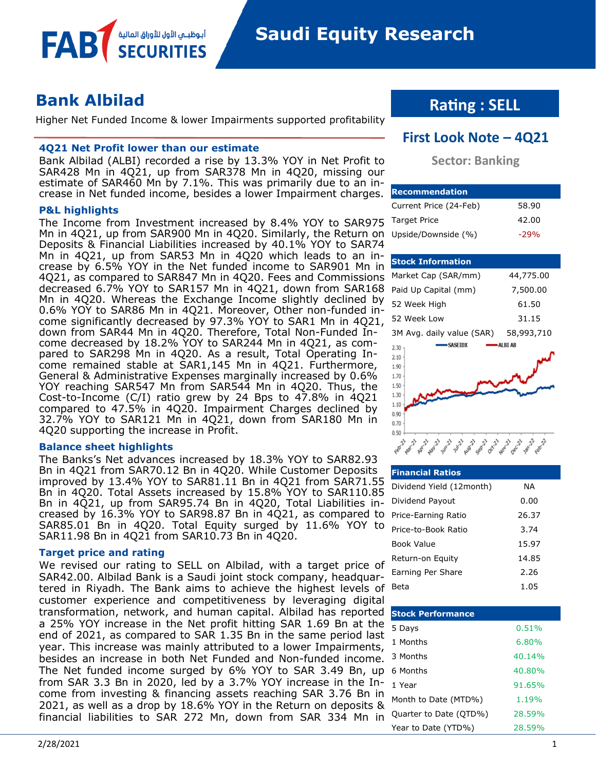# Bank Albilad

Higher Net Funded Income & lower Impairments supported profitability

**Rating : SELL**

**First Look Note – 4Q21**

**Sector: Banking**

### 4Q21 Net Profit lower than our estimate

Bank Albilad (ALBI) recorded a rise by 13.3% YOY in Net Profit to SAR428 Mn in 4Q21, up from SAR378 Mn in 4Q20, missing our estimate of SAR460 Mn by 7.1%. This was primarily due to an increase in Net funded income, besides a lower Impairment charges.

### P&L highlights

The Income from Investment increased by 8.4% YOY to SAR975 Mn in 4Q21, up from SAR900 Mn in 4Q20. Similarly, the Return on Deposits & Financial Liabilities increased by 40.1% YOY to SAR74 Mn in 4Q21, up from SAR53 Mn in 4Q20 which leads to an increase by 6.5% YOY in the Net funded income to SAR901 Mn in 4Q21, as compared to SAR847 Mn in 4Q20. Fees and Commissions decreased 6.7% YOY to SAR157 Mn in 4Q21, down from SAR168 Mn in 4Q20. Whereas the Exchange Income slightly declined by 0.6% YOY to SAR86 Mn in 4Q21. Moreover, Other non-funded income significantly decreased by 97.3% YOY to SAR1 Mn in 4Q21, down from SAR44 Mn in 4Q20. Therefore, Total Non-Funded Income decreased by 18.2% YOY to SAR244 Mn in 4Q21, as compared to SAR298 Mn in 4Q20. As a result, Total Operating Income remained stable at SAR1,145 Mn in 4Q21. Furthermore, General & Administrative Expenses marginally increased by 0.6% YOY reaching SAR547 Mn from SAR544 Mn in 4Q20. Thus, the Cost-to-Income (C/I) ratio grew by 24 Bps to 47.8% in 4Q21 compared to 47.5% in 4Q20. Impairment Charges declined by 32.7% YOY to SAR121 Mn in 4Q21, down from SAR180 Mn in 4Q20 supporting the increase in Profit.

### Balance sheet highlights

The Banks's Net advances increased by 18.3% YOY to SAR82.93 Bn in 4Q21 from SAR70.12 Bn in 4Q20. While Customer Deposits improved by 13.4% YOY to SAR81.11 Bn in 4Q21 from SAR71.55 Bn in 4Q20. Total Assets increased by 15.8% YOY to SAR110.85 Bn in 4Q21, up from SAR95.74 Bn in 4Q20, Total Liabilities increased by 16.3% YOY to SAR98.87 Bn in 4Q21, as compared to SAR85.01 Bn in 4Q20. Total Equity surged by 11.6% YOY to SAR11.98 Bn in 4Q21 from SAR10.73 Bn in 4Q20.

### Target price and rating

We revised our rating to SELL on Albilad, with a target price of SAR42.00. Albilad Bank is a Saudi joint stock company, headquartered in Riyadh. The Bank aims to achieve the highest levels of customer experience and competitiveness by leveraging digital transformation, network, and human capital. Albilad has reported a 25% YOY increase in the Net profit hitting SAR 1.69 Bn at the end of 2021, as compared to SAR 1.35 Bn in the same period last year. This increase was mainly attributed to a lower Impairments, besides an increase in both Net Funded and Non-funded income. The Net funded income surged by 6% YOY to SAR 3.49 Bn, up from SAR 3.3 Bn in 2020, led by a 3.7% YOY increase in the Income from investing & financing assets reaching SAR 3.76 Bn in 2021, as well as a drop by 18.6% YOY in the Return on deposits & financial liabilities to SAR 272 Mn, down from SAR 334 Mn in

| Recommendation | |
|---|---|
| Current Price (24-Feb) | 58.90 |
| Target Price | 42.00 |
| Upside/Downside (%) | -29% |

| Stock Information | |
|---|---|
| Market Cap (SAR/mm) | 44,775.00 |
| Paid Up Capital (mm) | 7,500.00 |
| 52 Week High | 61.50 |
| 52 Week Low | 31.15 |
| 3M Avg. daily value (SAR) | 58,993,710 |

| Financial Ratios | |
|---|---|
| Dividend Yield (12month) | NA |
| Dividend Payout | 0.00 |
| Price-Earning Ratio | 26.37 |
| Price-to-Book Ratio | 3.74 |
| Book Value | 15.97 |
| Return-on Equity | 14.85 |
| Earning Per Share | 2.26 |
| Beta | 1.05 |

| Stock Performance | |
|---|---|
| 5 Days | 0.51% |
| 1 Months | 6.80% |
| 3 Months | 40.14% |
| 6 Months | 40.80% |
| 1 Year | 91.65% |
| Month to Date (MTD%) | 1.19% |
| Quarter to Date (QTD%) | 28.59% |
| Year to Date (YTD%) | 28.59% |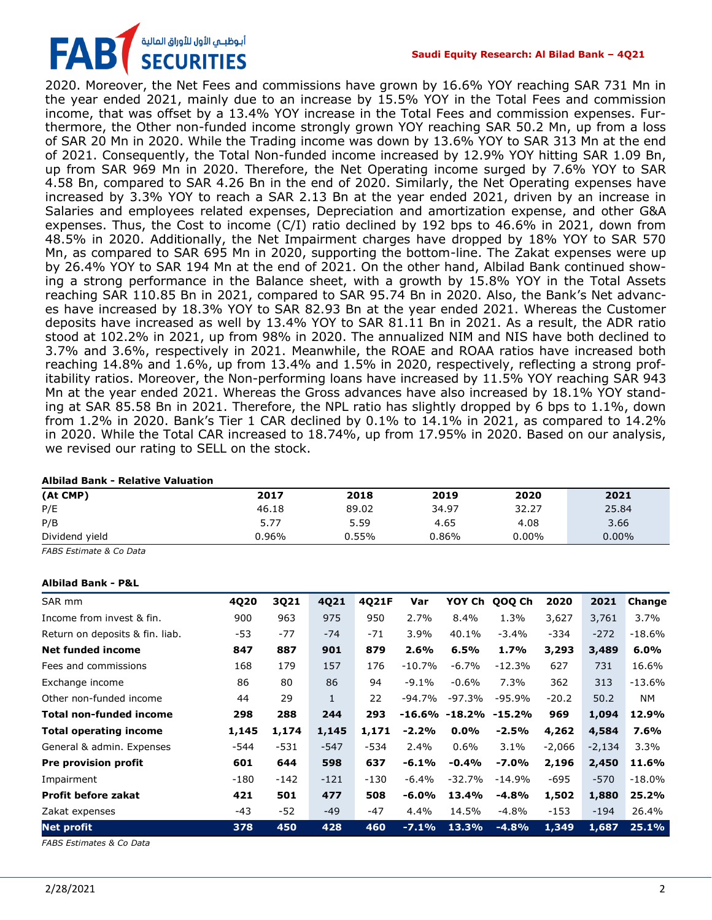2020. Moreover, the Net Fees and commissions have grown by 16.6% YOY reaching SAR 731 Mn in the year ended 2021, mainly due to an increase by 15.5% YOY in the Total Fees and commission income, that was offset by a 13.4% YOY increase in the Total Fees and commission expenses. Furthermore, the Other non-funded income strongly grown YOY reaching SAR 50.2 Mn, up from a loss of SAR 20 Mn in 2020. While the Trading income was down by 13.6% YOY to SAR 313 Mn at the end of 2021. Consequently, the Total Non-funded income increased by 12.9% YOY hitting SAR 1.09 Bn, up from SAR 969 Mn in 2020. Therefore, the Net Operating income surged by 7.6% YOY to SAR 4.58 Bn, compared to SAR 4.26 Bn in the end of 2020. Similarly, the Net Operating expenses have increased by 3.3% YOY to reach a SAR 2.13 Bn at the year ended 2021, driven by an increase in Salaries and employees related expenses, Depreciation and amortization expense, and other G&A expenses. Thus, the Cost to income (C/I) ratio declined by 192 bps to 46.6% in 2021, down from 48.5% in 2020. Additionally, the Net Impairment charges have dropped by 18% YOY to SAR 570 Mn, as compared to SAR 695 Mn in 2020, supporting the bottom-line. The Zakat expenses were up by 26.4% YOY to SAR 194 Mn at the end of 2021. On the other hand, Albilad Bank continued showing a strong performance in the Balance sheet, with a growth by 15.8% YOY in the Total Assets reaching SAR 110.85 Bn in 2021, compared to SAR 95.74 Bn in 2020. Also, the Bank's Net advances have increased by 18.3% YOY to SAR 82.93 Bn at the year ended 2021. Whereas the Customer deposits have increased as well by 13.4% YOY to SAR 81.11 Bn in 2021. As a result, the ADR ratio stood at 102.2% in 2021, up from 98% in 2020. The annualized NIM and NIS have both declined to 3.7% and 3.6%, respectively in 2021. Meanwhile, the ROAE and ROAA ratios have increased both reaching 14.8% and 1.6%, up from 13.4% and 1.5% in 2020, respectively, reflecting a strong profitability ratios. Moreover, the Non-performing loans have increased by 11.5% YOY reaching SAR 943 Mn at the year ended 2021. Whereas the Gross advances have also increased by 18.1% YOY standing at SAR 85.58 Bn in 2021. Therefore, the NPL ratio has slightly dropped by 6 bps to 1.1%, down from 1.2% in 2020. Bank's Tier 1 CAR declined by 0.1% to 14.1% in 2021, as compared to 14.2% in 2020. While the Total CAR increased to 18.74%, up from 17.95% in 2020. Based on our analysis, we revised our rating to SELL on the stock.

**Albilad Bank - Relative Valuation**

| (At CMP) | 2017 | 2018 | 2019 | 2020 | 2021 |
|---|---|---|---|---|---|
| P/E | 46.18 | 89.02 | 34.97 | 32.27 | 25.84 |
| P/B | 5.77 | 5.59 | 4.65 | 4.08 | 3.66 |
| Dividend yield | 0.96% | 0.55% | 0.86% | 0.00% | 0.00% |

*FABS Estimate & Co Data*

**Albilad Bank - P&L**

| SAR mm | 4Q20 | 3Q21 | 4Q21 | 4Q21F | Var | YOY Ch | QOQ Ch | 2020 | 2021 | Change |
|---|---|---|---|---|---|---|---|---|---|---|
| Income from invest & fin. | 900 | 963 | 975 | 950 | 2.7% | 8.4% | 1.3% | 3,627 | 3,761 | 3.7% |
| Return on deposits & fin. liab. | -53 | -77 | -74 | -71 | 3.9% | 40.1% | -3.4% | -334 | -272 | -18.6% |
| **Net funded income** | **847** | **887** | **901** | **879** | **2.6%** | **6.5%** | **1.7%** | **3,293** | **3,489** | **6.0%** |
| Fees and commissions | 168 | 179 | 157 | 176 | -10.7% | -6.7% | -12.3% | 627 | 731 | 16.6% |
| Exchange income | 86 | 80 | 86 | 94 | -9.1% | -0.6% | 7.3% | 362 | 313 | -13.6% |
| Other non-funded income | 44 | 29 | 1 | 22 | -94.7% | -97.3% | -95.9% | -20.2 | 50.2 | NM |
| **Total non-funded income** | **298** | **288** | **244** | **293** | **-16.6%** | **-18.2%** | **-15.2%** | **969** | **1,094** | **12.9%** |
| **Total operating income** | **1,145** | **1,174** | **1,145** | **1,171** | **-2.2%** | **0.0%** | **-2.5%** | **4,262** | **4,584** | **7.6%** |
| General & admin. Expenses | -544 | -531 | -547 | -534 | 2.4% | 0.6% | 3.1% | -2,066 | -2,134 | 3.3% |
| **Pre provision profit** | **601** | **644** | **598** | **637** | **-6.1%** | **-0.4%** | **-7.0%** | **2,196** | **2,450** | **11.6%** |
| Impairment | -180 | -142 | -121 | -130 | -6.4% | -32.7% | -14.9% | -695 | -570 | -18.0% |
| **Profit before zakat** | **421** | **501** | **477** | **508** | **-6.0%** | **13.4%** | **-4.8%** | **1,502** | **1,880** | **25.2%** |
| Zakat expenses | -43 | -52 | -49 | -47 | 4.4% | 14.5% | -4.8% | -153 | -194 | 26.4% |
| **Net profit** | **378** | **450** | **428** | **460** | **-7.1%** | **13.3%** | **-4.8%** | **1,349** | **1,687** | **25.1%** |

*FABS Estimates & Co Data*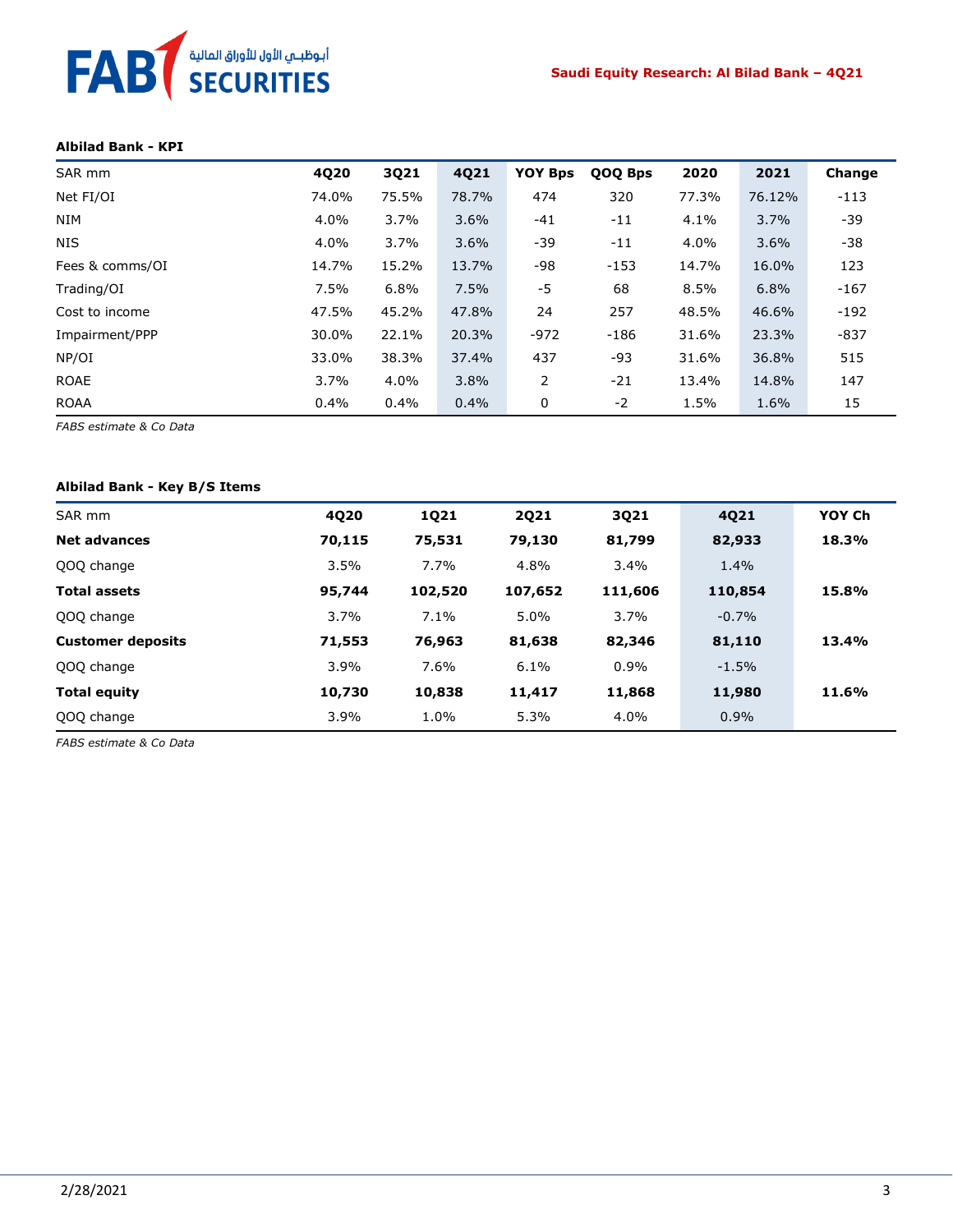**Albilad Bank - KPI**

| SAR mm | 4Q20 | 3Q21 | 4Q21 | YOY Bps | QOQ Bps | 2020 | 2021 | Change |
|---|---|---|---|---|---|---|---|---|
| Net FI/OI | 74.0% | 75.5% | 78.7% | 474 | 320 | 77.3% | 76.12% | -113 |
| NIM | 4.0% | 3.7% | 3.6% | -41 | -11 | 4.1% | 3.7% | -39 |
| NIS | 4.0% | 3.7% | 3.6% | -39 | -11 | 4.0% | 3.6% | -38 |
| Fees & comms/OI | 14.7% | 15.2% | 13.7% | -98 | -153 | 14.7% | 16.0% | 123 |
| Trading/OI | 7.5% | 6.8% | 7.5% | -5 | 68 | 8.5% | 6.8% | -167 |
| Cost to income | 47.5% | 45.2% | 47.8% | 24 | 257 | 48.5% | 46.6% | -192 |
| Impairment/PPP | 30.0% | 22.1% | 20.3% | -972 | -186 | 31.6% | 23.3% | -837 |
| NP/OI | 33.0% | 38.3% | 37.4% | 437 | -93 | 31.6% | 36.8% | 515 |
| ROAE | 3.7% | 4.0% | 3.8% | 2 | -21 | 13.4% | 14.8% | 147 |
| ROAA | 0.4% | 0.4% | 0.4% | 0 | -2 | 1.5% | 1.6% | 15 |

*FABS estimate & Co Data*

**Albilad Bank - Key B/S Items**

| SAR mm | 4Q20 | 1Q21 | 2Q21 | 3Q21 | 4Q21 | YOY Ch |
|---|---|---|---|---|---|---|
| **Net advances** | **70,115** | **75,531** | **79,130** | **81,799** | **82,933** | **18.3%** |
| QOQ change | 3.5% | 7.7% | 4.8% | 3.4% | 1.4% | |
| **Total assets** | **95,744** | **102,520** | **107,652** | **111,606** | **110,854** | **15.8%** |
| QOQ change | 3.7% | 7.1% | 5.0% | 3.7% | -0.7% | |
| **Customer deposits** | **71,553** | **76,963** | **81,638** | **82,346** | **81,110** | **13.4%** |
| QOQ change | 3.9% | 7.6% | 6.1% | 0.9% | -1.5% | |
| **Total equity** | **10,730** | **10,838** | **11,417** | **11,868** | **11,980** | **11.6%** |
| QOQ change | 3.9% | 1.0% | 5.3% | 4.0% | 0.9% | |

*FABS estimate & Co Data*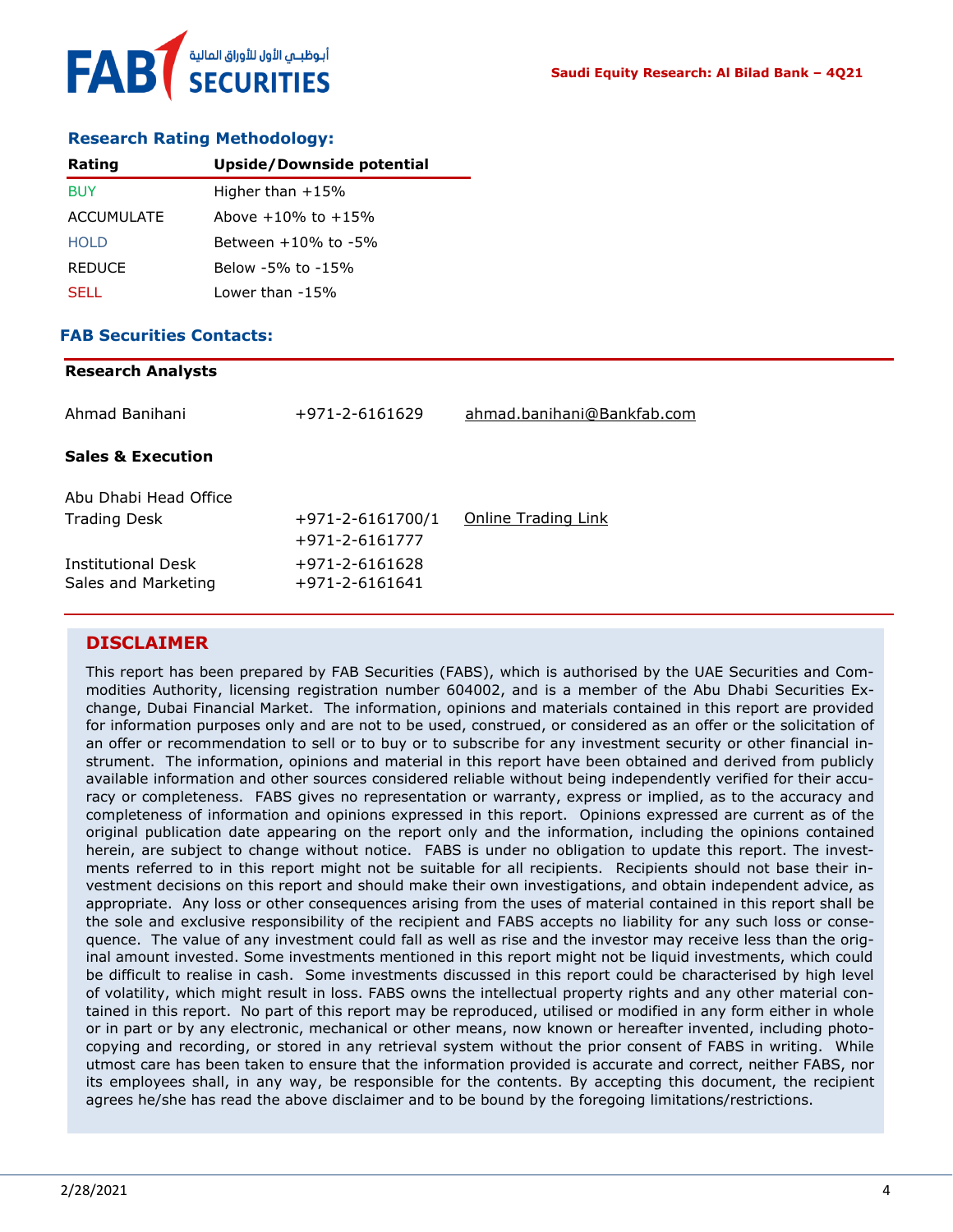## Research Rating Methodology:

| Rating | Upside/Downside potential |
|---|---|
| BUY | Higher than +15% |
| ACCUMULATE | Above +10% to +15% |
| HOLD | Between +10% to -5% |
| REDUCE | Below -5% to -15% |
| SELL | Lower than -15% |

## FAB Securities Contacts:

**Research Analysts**

| | | |
|---|---|---|
| Ahmad Banihani | +971-2-6161629 | ahmad.banihani@Bankfab.com |

**Sales & Execution**

| | | |
|---|---|---|
| Abu Dhabi Head Office | | |
| Trading Desk | +971-2-6161700/1<br>+971-2-6161777 | Online Trading Link |
| Institutional Desk | +971-2-6161628 | |
| Sales and Marketing | +971-2-6161641 | |

## DISCLAIMER

This report has been prepared by FAB Securities (FABS), which is authorised by the UAE Securities and Commodities Authority, licensing registration number 604002, and is a member of the Abu Dhabi Securities Exchange, Dubai Financial Market. The information, opinions and materials contained in this report are provided for information purposes only and are not to be used, construed, or considered as an offer or the solicitation of an offer or recommendation to sell or to buy or to subscribe for any investment security or other financial instrument. The information, opinions and material in this report have been obtained and derived from publicly available information and other sources considered reliable without being independently verified for their accuracy or completeness. FABS gives no representation or warranty, express or implied, as to the accuracy and completeness of information and opinions expressed in this report. Opinions expressed are current as of the original publication date appearing on the report only and the information, including the opinions contained herein, are subject to change without notice. FABS is under no obligation to update this report. The investments referred to in this report might not be suitable for all recipients. Recipients should not base their investment decisions on this report and should make their own investigations, and obtain independent advice, as appropriate. Any loss or other consequences arising from the uses of material contained in this report shall be the sole and exclusive responsibility of the recipient and FABS accepts no liability for any such loss or consequence. The value of any investment could fall as well as rise and the investor may receive less than the original amount invested. Some investments mentioned in this report might not be liquid investments, which could be difficult to realise in cash. Some investments discussed in this report could be characterised by high level of volatility, which might result in loss. FABS owns the intellectual property rights and any other material contained in this report. No part of this report may be reproduced, utilised or modified in any form either in whole or in part or by any electronic, mechanical or other means, now known or hereafter invented, including photocopying and recording, or stored in any retrieval system without the prior consent of FABS in writing. While utmost care has been taken to ensure that the information provided is accurate and correct, neither FABS, nor its employees shall, in any way, be responsible for the contents. By accepting this document, the recipient agrees he/she has read the above disclaimer and to be bound by the foregoing limitations/restrictions.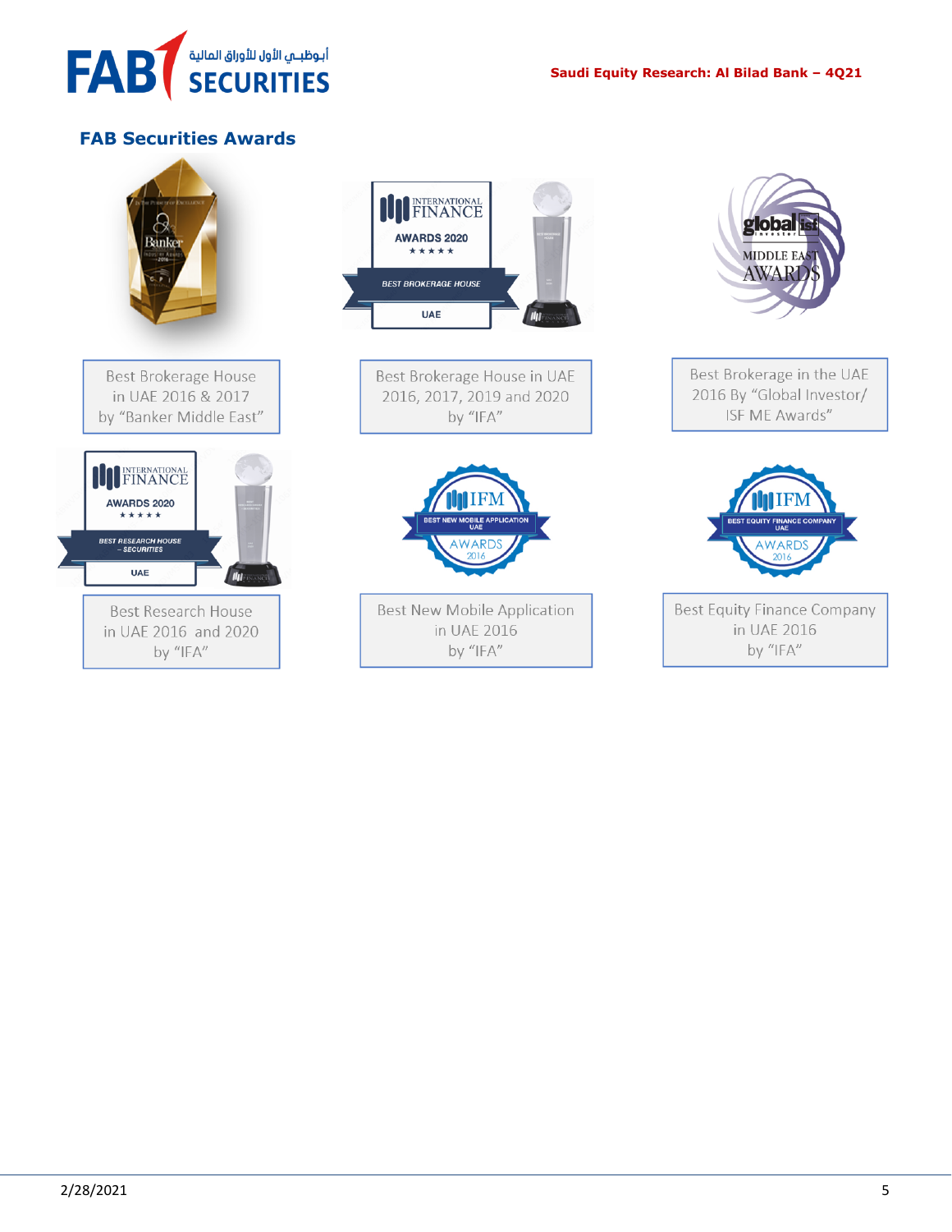## FAB Securities Awards

Best Brokerage House in UAE 2016 & 2017 by "Banker Middle East"

Best Brokerage House in UAE 2016, 2017, 2019 and 2020 by "IFA"

Best Brokerage in the UAE 2016 By "Global Investor/ ISF ME Awards"

Best Research House in UAE 2016 and 2020 by "IFA"

Best New Mobile Application in UAE 2016 by "IFA"

Best Equity Finance Company in UAE 2016 by "IFA"